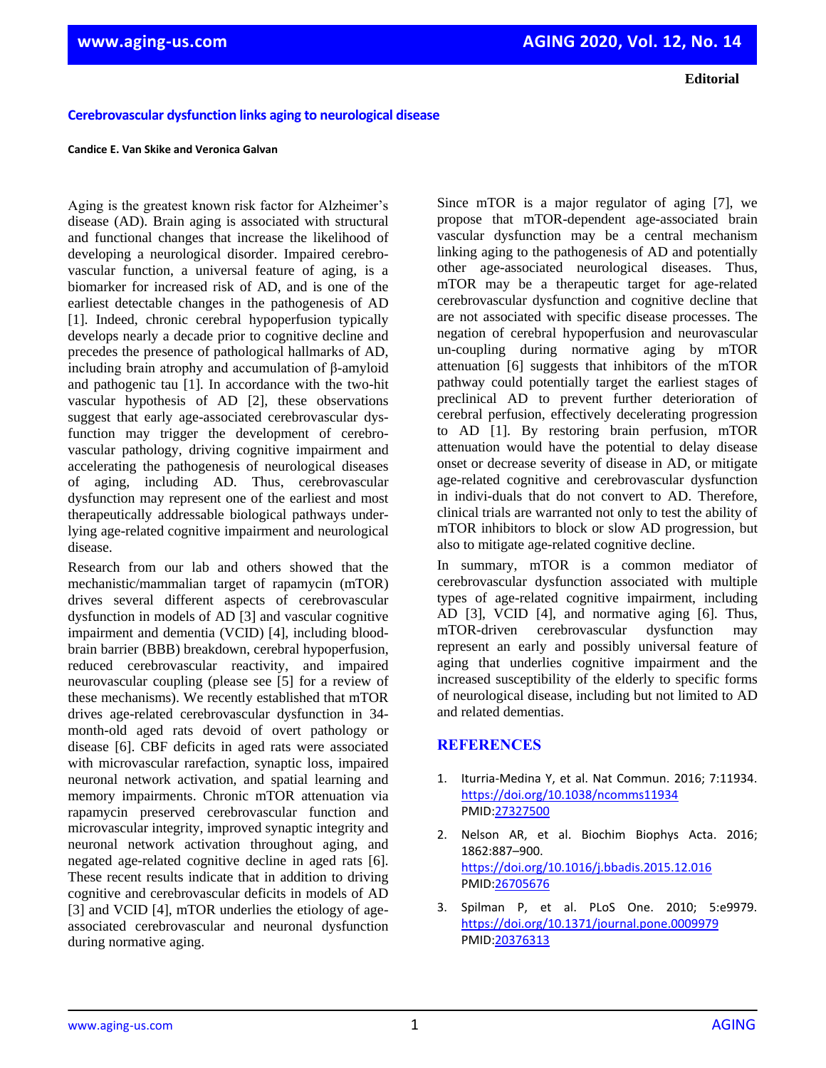**Editorial**

# Cerebrovascular dysfunction links aging to neurological disease

**Candice E. Van Skike and Veronica Galvan**

Aging is the greatest known risk factor for Alzheimer's disease (AD). Brain aging is associated with structural and functional changes that increase the likelihood of developing a neurological disorder. Impaired cerebrovascular function, a universal feature of aging, is a biomarker for increased risk of AD, and is one of the earliest detectable changes in the pathogenesis of AD [1]. Indeed, chronic cerebral hypoperfusion typically develops nearly a decade prior to cognitive decline and precedes the presence of pathological hallmarks of AD, including brain atrophy and accumulation of β-amyloid and pathogenic tau [1]. In accordance with the two-hit vascular hypothesis of AD [2], these observations suggest that early age-associated cerebrovascular dysfunction may trigger the development of cerebrovascular pathology, driving cognitive impairment and accelerating the pathogenesis of neurological diseases of aging, including AD. Thus, cerebrovascular dysfunction may represent one of the earliest and most therapeutically addressable biological pathways underlying age-related cognitive impairment and neurological disease.

Research from our lab and others showed that the mechanistic/mammalian target of rapamycin (mTOR) drives several different aspects of cerebrovascular dysfunction in models of AD [3] and vascular cognitive impairment and dementia (VCID) [4], including blood-brain barrier (BBB) breakdown, cerebral hypoperfusion, reduced cerebrovascular reactivity, and impaired neurovascular coupling (please see [5] for a review of these mechanisms). We recently established that mTOR drives age-related cerebrovascular dysfunction in 34-month-old aged rats devoid of overt pathology or disease [6]. CBF deficits in aged rats were associated with microvascular rarefaction, synaptic loss, impaired neuronal network activation, and spatial learning and memory impairments. Chronic mTOR attenuation via rapamycin preserved cerebrovascular function and microvascular integrity, improved synaptic integrity and neuronal network activation throughout aging, and negated age-related cognitive decline in aged rats [6]. These recent results indicate that in addition to driving cognitive and cerebrovascular deficits in models of AD [3] and VCID [4], mTOR underlies the etiology of age-associated cerebrovascular and neuronal dysfunction during normative aging.

Since mTOR is a major regulator of aging [7], we propose that mTOR-dependent age-associated brain vascular dysfunction may be a central mechanism linking aging to the pathogenesis of AD and potentially other age-associated neurological diseases. Thus, mTOR may be a therapeutic target for age-related cerebrovascular dysfunction and cognitive decline that are not associated with specific disease processes. The negation of cerebral hypoperfusion and neurovascular un-coupling during normative aging by mTOR attenuation [6] suggests that inhibitors of the mTOR pathway could potentially target the earliest stages of preclinical AD to prevent further deterioration of cerebral perfusion, effectively decelerating progression to AD [1]. By restoring brain perfusion, mTOR attenuation would have the potential to delay disease onset or decrease severity of disease in AD, or mitigate age-related cognitive and cerebrovascular dysfunction in indivi-duals that do not convert to AD. Therefore, clinical trials are warranted not only to test the ability of mTOR inhibitors to block or slow AD progression, but also to mitigate age-related cognitive decline.

In summary, mTOR is a common mediator of cerebrovascular dysfunction associated with multiple types of age-related cognitive impairment, including AD [3], VCID [4], and normative aging [6]. Thus, mTOR-driven cerebrovascular dysfunction may represent an early and possibly universal feature of aging that underlies cognitive impairment and the increased susceptibility of the elderly to specific forms of neurological disease, including but not limited to AD and related dementias.

## REFERENCES

1. Iturria-Medina Y, et al. Nat Commun. 2016; 7:11934. https://doi.org/10.1038/ncomms11934 PMID:27327500
2. Nelson AR, et al. Biochim Biophys Acta. 2016; 1862:887–900. https://doi.org/10.1016/j.bbadis.2015.12.016 PMID:26705676
3. Spilman P, et al. PLoS One. 2010; 5:e9979. https://doi.org/10.1371/journal.pone.0009979 PMID:20376313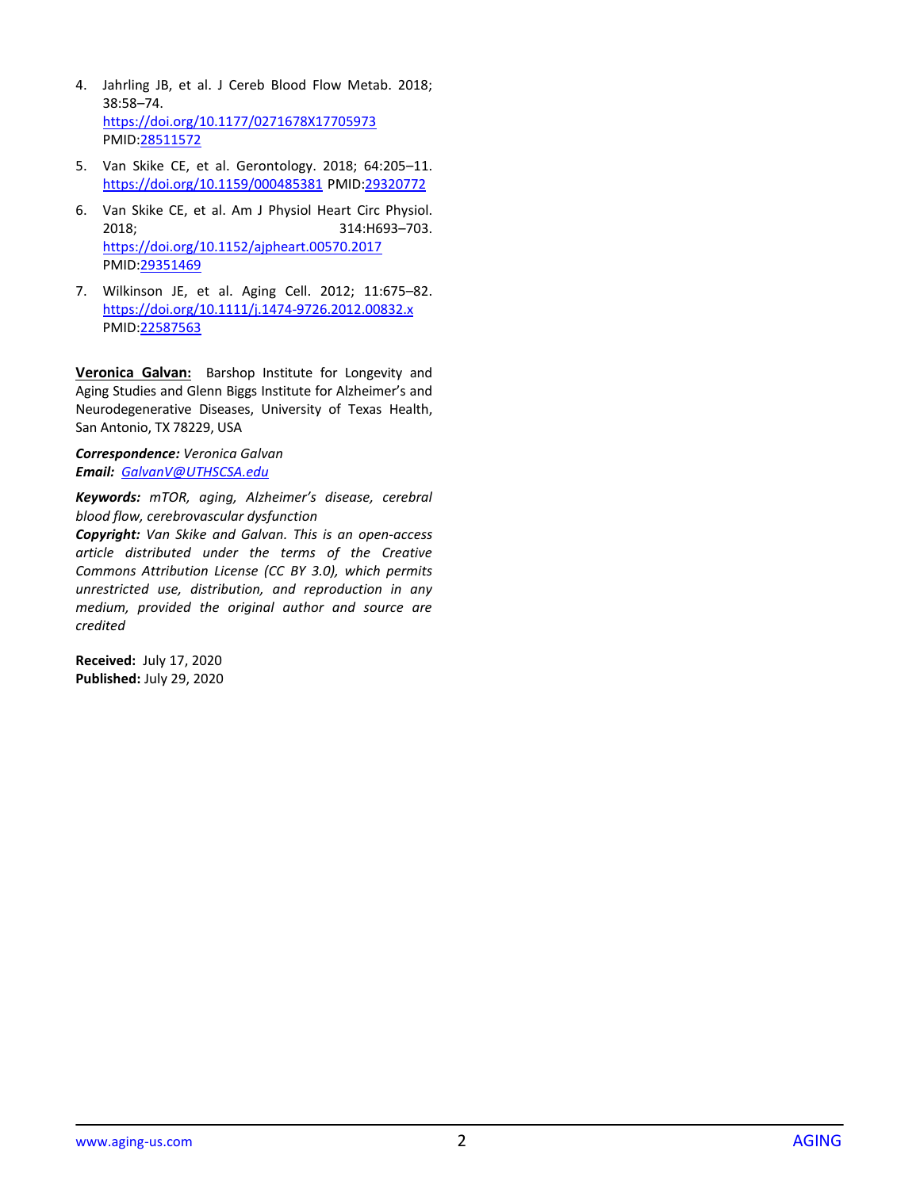4. Jahrling JB, et al. J Cereb Blood Flow Metab. 2018; 38:58–74. https://doi.org/10.1177/0271678X17705973 PMID:28511572

5. Van Skike CE, et al. Gerontology. 2018; 64:205–11. https://doi.org/10.1159/000485381 PMID:29320772

6. Van Skike CE, et al. Am J Physiol Heart Circ Physiol. 2018; 314:H693–703. https://doi.org/10.1152/ajpheart.00570.2017 PMID:29351469

7. Wilkinson JE, et al. Aging Cell. 2012; 11:675–82. https://doi.org/10.1111/j.1474-9726.2012.00832.x PMID:22587563

**Veronica Galvan:** Barshop Institute for Longevity and Aging Studies and Glenn Biggs Institute for Alzheimer's and Neurodegenerative Diseases, University of Texas Health, San Antonio, TX 78229, USA

***Correspondence:*** *Veronica Galvan*
***Email:*** *GalvanV@UTHSCSA.edu*

***Keywords:*** *mTOR, aging, Alzheimer's disease, cerebral blood flow, cerebrovascular dysfunction*
***Copyright:*** *Van Skike and Galvan. This is an open-access article distributed under the terms of the Creative Commons Attribution License (CC BY 3.0), which permits unrestricted use, distribution, and reproduction in any medium, provided the original author and source are credited*

**Received:** July 17, 2020
**Published:** July 29, 2020